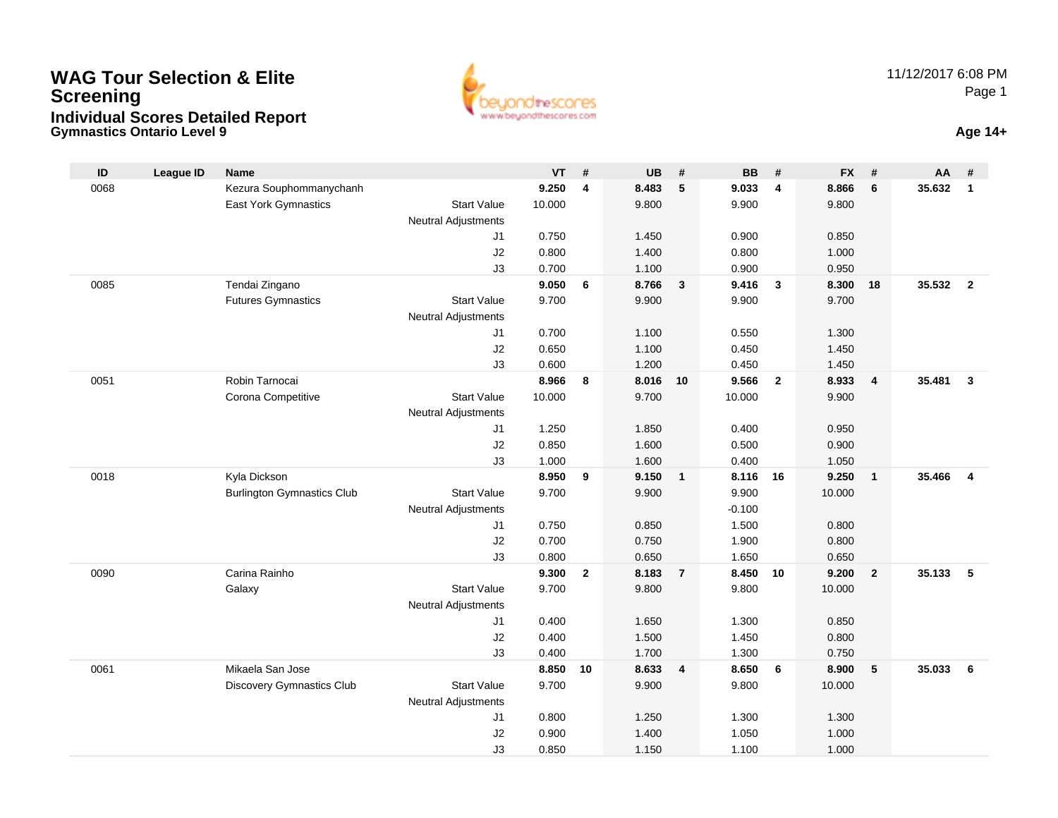# WAG Tour Selection & Elite Screening

## Individual Scores Detailed Report

**Gymnastics Ontario Level 9**

11/12/2017 6:08 PM

**Age 14+**

| ID | League ID | Name | | VT | # | UB | # | BB | # | FX | # | AA | # |
|---|---|---|---|---|---|---|---|---|---|---|---|---|---|
| 0068 | | Kezura Souphommanychanh | | **9.250** | **4** | **8.483** | **5** | **9.033** | **4** | **8.866** | **6** | **35.632** | **1** |
| | | East York Gymnastics | Start Value | 10.000 | | 9.800 | | 9.900 | | 9.800 | | | |
| | | | Neutral Adjustments | | | | | | | | | | |
| | | | J1 | 0.750 | | 1.450 | | 0.900 | | 0.850 | | | |
| | | | J2 | 0.800 | | 1.400 | | 0.800 | | 1.000 | | | |
| | | | J3 | 0.700 | | 1.100 | | 0.900 | | 0.950 | | | |
| 0085 | | Tendai Zingano | | **9.050** | **6** | **8.766** | **3** | **9.416** | **3** | **8.300** | **18** | **35.532** | **2** |
| | | Futures Gymnastics | Start Value | 9.700 | | 9.900 | | 9.900 | | 9.700 | | | |
| | | | Neutral Adjustments | | | | | | | | | | |
| | | | J1 | 0.700 | | 1.100 | | 0.550 | | 1.300 | | | |
| | | | J2 | 0.650 | | 1.100 | | 0.450 | | 1.450 | | | |
| | | | J3 | 0.600 | | 1.200 | | 0.450 | | 1.450 | | | |
| 0051 | | Robin Tarnocai | | **8.966** | **8** | **8.016** | **10** | **9.566** | **2** | **8.933** | **4** | **35.481** | **3** |
| | | Corona Competitive | Start Value | 10.000 | | 9.700 | | 10.000 | | 9.900 | | | |
| | | | Neutral Adjustments | | | | | | | | | | |
| | | | J1 | 1.250 | | 1.850 | | 0.400 | | 0.950 | | | |
| | | | J2 | 0.850 | | 1.600 | | 0.500 | | 0.900 | | | |
| | | | J3 | 1.000 | | 1.600 | | 0.400 | | 1.050 | | | |
| 0018 | | Kyla Dickson | | **8.950** | **9** | **9.150** | **1** | **8.116** | **16** | **9.250** | **1** | **35.466** | **4** |
| | | Burlington Gymnastics Club | Start Value | 9.700 | | 9.900 | | 9.900 | | 10.000 | | | |
| | | | Neutral Adjustments | | | | | -0.100 | | | | | |
| | | | J1 | 0.750 | | 0.850 | | 1.500 | | 0.800 | | | |
| | | | J2 | 0.700 | | 0.750 | | 1.900 | | 0.800 | | | |
| | | | J3 | 0.800 | | 0.650 | | 1.650 | | 0.650 | | | |
| 0090 | | Carina Rainho | | **9.300** | **2** | **8.183** | **7** | **8.450** | **10** | **9.200** | **2** | **35.133** | **5** |
| | | Galaxy | Start Value | 9.700 | | 9.800 | | 9.800 | | 10.000 | | | |
| | | | Neutral Adjustments | | | | | | | | | | |
| | | | J1 | 0.400 | | 1.650 | | 1.300 | | 0.850 | | | |
| | | | J2 | 0.400 | | 1.500 | | 1.450 | | 0.800 | | | |
| | | | J3 | 0.400 | | 1.700 | | 1.300 | | 0.750 | | | |
| 0061 | | Mikaela San Jose | | **8.850** | **10** | **8.633** | **4** | **8.650** | **6** | **8.900** | **5** | **35.033** | **6** |
| | | Discovery Gymnastics Club | Start Value | 9.700 | | 9.900 | | 9.800 | | 10.000 | | | |
| | | | Neutral Adjustments | | | | | | | | | | |
| | | | J1 | 0.800 | | 1.250 | | 1.300 | | 1.300 | | | |
| | | | J2 | 0.900 | | 1.400 | | 1.050 | | 1.000 | | | |
| | | | J3 | 0.850 | | 1.150 | | 1.100 | | 1.000 | | | |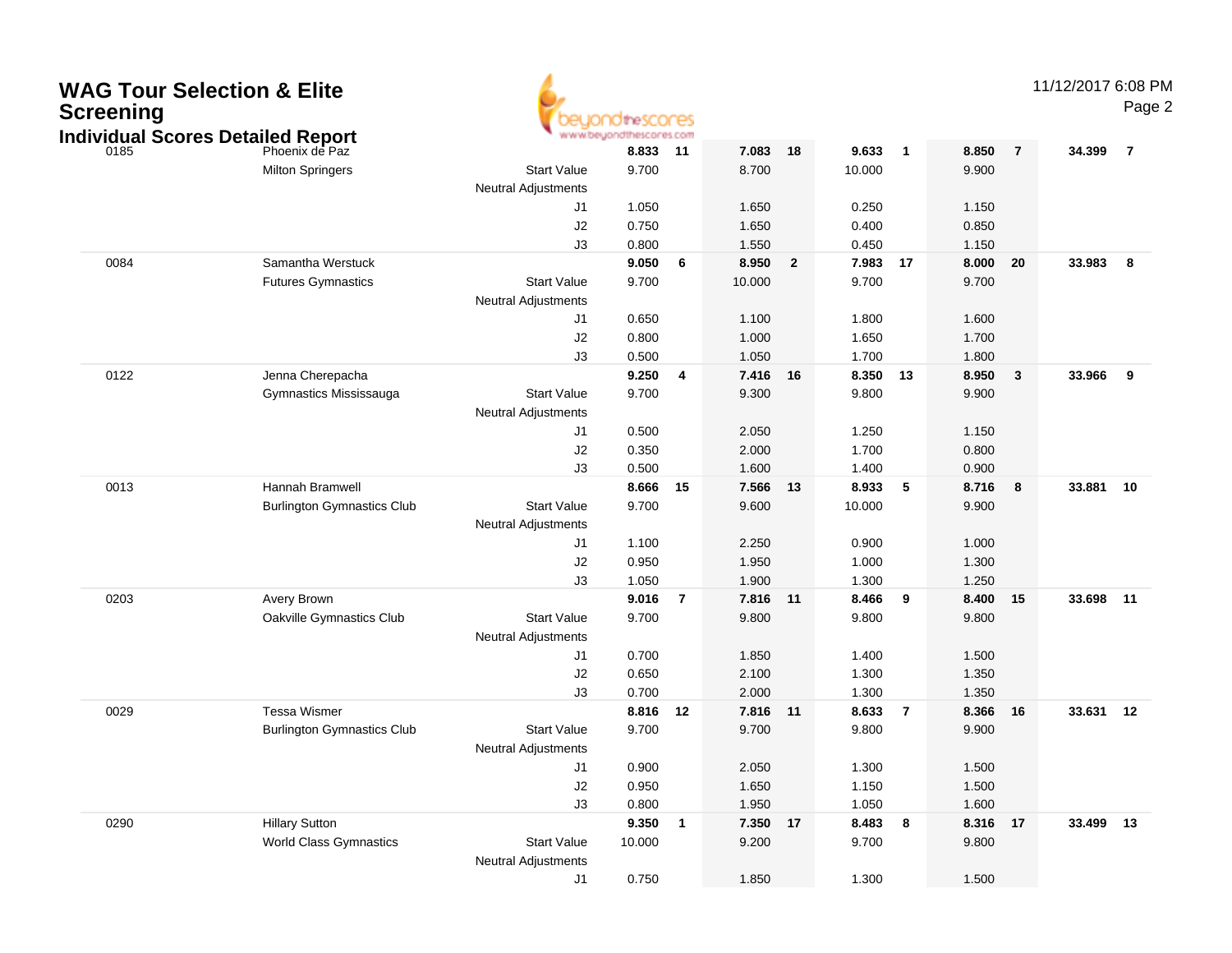# WAG Tour Selection & Elite Screening

## Individual Scores Detailed Report

11/12/2017 6:08 PM

| # | Name / Club | | Vault | Rank | Bars | Rank | Beam | Rank | Floor | Rank | AA | Rank |
|---|---|---|---|---|---|---|---|---|---|---|---|---|
| 0185 | Phoenix de Paz | | **8.833** | **11** | **7.083** | **18** | **9.633** | **1** | **8.850** | **7** | **34.399** | **7** |
| | Milton Springers | Start Value | 9.700 | | 8.700 | | 10.000 | | 9.900 | | | |
| | | Neutral Adjustments | | | | | | | | | | |
| | | J1 | 1.050 | | 1.650 | | 0.250 | | 1.150 | | | |
| | | J2 | 0.750 | | 1.650 | | 0.400 | | 0.850 | | | |
| | | J3 | 0.800 | | 1.550 | | 0.450 | | 1.150 | | | |
| 0084 | Samantha Werstuck | | **9.050** | **6** | **8.950** | **2** | **7.983** | **17** | **8.000** | **20** | **33.983** | **8** |
| | Futures Gymnastics | Start Value | 9.700 | | 10.000 | | 9.700 | | 9.700 | | | |
| | | Neutral Adjustments | | | | | | | | | | |
| | | J1 | 0.650 | | 1.100 | | 1.800 | | 1.600 | | | |
| | | J2 | 0.800 | | 1.000 | | 1.650 | | 1.700 | | | |
| | | J3 | 0.500 | | 1.050 | | 1.700 | | 1.800 | | | |
| 0122 | Jenna Cherepacha | | **9.250** | **4** | **7.416** | **16** | **8.350** | **13** | **8.950** | **3** | **33.966** | **9** |
| | Gymnastics Mississauga | Start Value | 9.700 | | 9.300 | | 9.800 | | 9.900 | | | |
| | | Neutral Adjustments | | | | | | | | | | |
| | | J1 | 0.500 | | 2.050 | | 1.250 | | 1.150 | | | |
| | | J2 | 0.350 | | 2.000 | | 1.700 | | 0.800 | | | |
| | | J3 | 0.500 | | 1.600 | | 1.400 | | 0.900 | | | |
| 0013 | Hannah Bramwell | | **8.666** | **15** | **7.566** | **13** | **8.933** | **5** | **8.716** | **8** | **33.881** | **10** |
| | Burlington Gymnastics Club | Start Value | 9.700 | | 9.600 | | 10.000 | | 9.900 | | | |
| | | Neutral Adjustments | | | | | | | | | | |
| | | J1 | 1.100 | | 2.250 | | 0.900 | | 1.000 | | | |
| | | J2 | 0.950 | | 1.950 | | 1.000 | | 1.300 | | | |
| | | J3 | 1.050 | | 1.900 | | 1.300 | | 1.250 | | | |
| 0203 | Avery Brown | | **9.016** | **7** | **7.816** | **11** | **8.466** | **9** | **8.400** | **15** | **33.698** | **11** |
| | Oakville Gymnastics Club | Start Value | 9.700 | | 9.800 | | 9.800 | | 9.800 | | | |
| | | Neutral Adjustments | | | | | | | | | | |
| | | J1 | 0.700 | | 1.850 | | 1.400 | | 1.500 | | | |
| | | J2 | 0.650 | | 2.100 | | 1.300 | | 1.350 | | | |
| | | J3 | 0.700 | | 2.000 | | 1.300 | | 1.350 | | | |
| 0029 | Tessa Wismer | | **8.816** | **12** | **7.816** | **11** | **8.633** | **7** | **8.366** | **16** | **33.631** | **12** |
| | Burlington Gymnastics Club | Start Value | 9.700 | | 9.700 | | 9.800 | | 9.900 | | | |
| | | Neutral Adjustments | | | | | | | | | | |
| | | J1 | 0.900 | | 2.050 | | 1.300 | | 1.500 | | | |
| | | J2 | 0.950 | | 1.650 | | 1.150 | | 1.500 | | | |
| | | J3 | 0.800 | | 1.950 | | 1.050 | | 1.600 | | | |
| 0290 | Hillary Sutton | | **9.350** | **1** | **7.350** | **17** | **8.483** | **8** | **8.316** | **17** | **33.499** | **13** |
| | World Class Gymnastics | Start Value | 10.000 | | 9.200 | | 9.700 | | 9.800 | | | |
| | | Neutral Adjustments | | | | | | | | | | |
| | | J1 | 0.750 | | 1.850 | | 1.300 | | 1.500 | | | |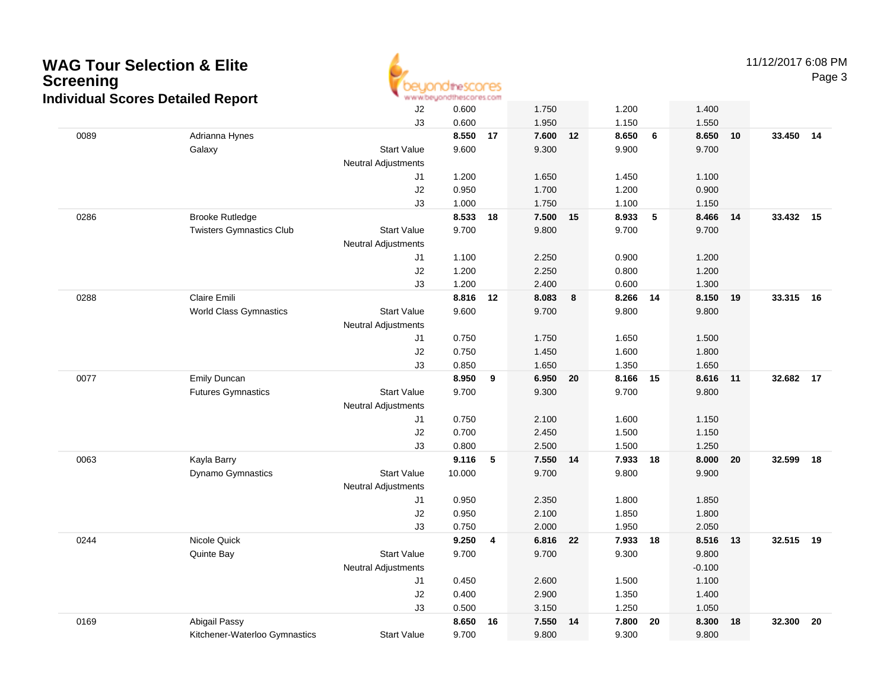# WAG Tour Selection & Elite Screening

## Individual Scores Detailed Report

11/12/2017 6:08 PM

| # | Name / Club | | Vault | Rk | Bars | Rk | Beam | Rk | Floor | Rk | AA | Rk |
|---|---|---|---|---|---|---|---|---|---|---|---|---|
| | | J2 | 0.600 | | 1.750 | | 1.200 | | 1.400 | | | |
| | | J3 | 0.600 | | 1.950 | | 1.150 | | 1.550 | | | |
| 0089 | Adrianna Hynes | | **8.550** | **17** | **7.600** | **12** | **8.650** | **6** | **8.650** | **10** | **33.450** | **14** |
| | Galaxy | Start Value | 9.600 | | 9.300 | | 9.900 | | 9.700 | | | |
| | | Neutral Adjustments | | | | | | | | | | |
| | | J1 | 1.200 | | 1.650 | | 1.450 | | 1.100 | | | |
| | | J2 | 0.950 | | 1.700 | | 1.200 | | 0.900 | | | |
| | | J3 | 1.000 | | 1.750 | | 1.100 | | 1.150 | | | |
| 0286 | Brooke Rutledge | | **8.533** | **18** | **7.500** | **15** | **8.933** | **5** | **8.466** | **14** | **33.432** | **15** |
| | Twisters Gymnastics Club | Start Value | 9.700 | | 9.800 | | 9.700 | | 9.700 | | | |
| | | Neutral Adjustments | | | | | | | | | | |
| | | J1 | 1.100 | | 2.250 | | 0.900 | | 1.200 | | | |
| | | J2 | 1.200 | | 2.250 | | 0.800 | | 1.200 | | | |
| | | J3 | 1.200 | | 2.400 | | 0.600 | | 1.300 | | | |
| 0288 | Claire Emili | | **8.816** | **12** | **8.083** | **8** | **8.266** | **14** | **8.150** | **19** | **33.315** | **16** |
| | World Class Gymnastics | Start Value | 9.600 | | 9.700 | | 9.800 | | 9.800 | | | |
| | | Neutral Adjustments | | | | | | | | | | |
| | | J1 | 0.750 | | 1.750 | | 1.650 | | 1.500 | | | |
| | | J2 | 0.750 | | 1.450 | | 1.600 | | 1.800 | | | |
| | | J3 | 0.850 | | 1.650 | | 1.350 | | 1.650 | | | |
| 0077 | Emily Duncan | | **8.950** | **9** | **6.950** | **20** | **8.166** | **15** | **8.616** | **11** | **32.682** | **17** |
| | Futures Gymnastics | Start Value | 9.700 | | 9.300 | | 9.700 | | 9.800 | | | |
| | | Neutral Adjustments | | | | | | | | | | |
| | | J1 | 0.750 | | 2.100 | | 1.600 | | 1.150 | | | |
| | | J2 | 0.700 | | 2.450 | | 1.500 | | 1.150 | | | |
| | | J3 | 0.800 | | 2.500 | | 1.500 | | 1.250 | | | |
| 0063 | Kayla Barry | | **9.116** | **5** | **7.550** | **14** | **7.933** | **18** | **8.000** | **20** | **32.599** | **18** |
| | Dynamo Gymnastics | Start Value | 10.000 | | 9.700 | | 9.800 | | 9.900 | | | |
| | | Neutral Adjustments | | | | | | | | | | |
| | | J1 | 0.950 | | 2.350 | | 1.800 | | 1.850 | | | |
| | | J2 | 0.950 | | 2.100 | | 1.850 | | 1.800 | | | |
| | | J3 | 0.750 | | 2.000 | | 1.950 | | 2.050 | | | |
| 0244 | Nicole Quick | | **9.250** | **4** | **6.816** | **22** | **7.933** | **18** | **8.516** | **13** | **32.515** | **19** |
| | Quinte Bay | Start Value | 9.700 | | 9.700 | | 9.300 | | 9.800 | | | |
| | | Neutral Adjustments | | | | | | | -0.100 | | | |
| | | J1 | 0.450 | | 2.600 | | 1.500 | | 1.100 | | | |
| | | J2 | 0.400 | | 2.900 | | 1.350 | | 1.400 | | | |
| | | J3 | 0.500 | | 3.150 | | 1.250 | | 1.050 | | | |
| 0169 | Abigail Passy | | **8.650** | **16** | **7.550** | **14** | **7.800** | **20** | **8.300** | **18** | **32.300** | **20** |
| | Kitchener-Waterloo Gymnastics | Start Value | 9.700 | | 9.800 | | 9.300 | | 9.800 | | | |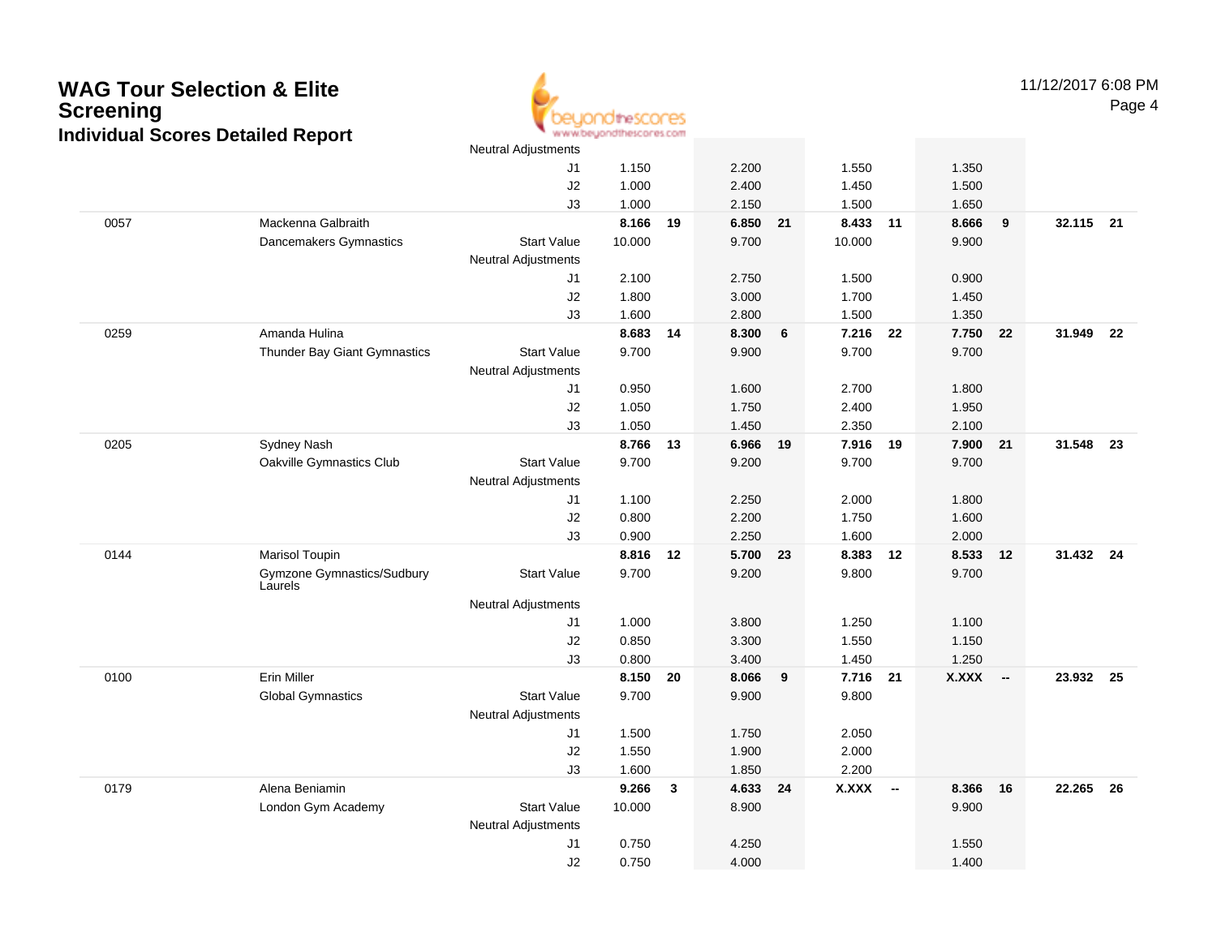# WAG Tour Selection & Elite Screening

## Individual Scores Detailed Report

| | | | | | | | | | | | | |
|---|---|---|---|---|---|---|---|---|---|---|---|---|
| | | Neutral Adjustments | | | | | | | | | | |
| | | J1 | 1.150 | | 2.200 | | 1.550 | | 1.350 | | | |
| | | J2 | 1.000 | | 2.400 | | 1.450 | | 1.500 | | | |
| | | J3 | 1.000 | | 2.150 | | 1.500 | | 1.650 | | | |
| 0057 | Mackenna Galbraith | | **8.166** | **19** | **6.850** | **21** | **8.433** | **11** | **8.666** | **9** | **32.115** | **21** |
| | Dancemakers Gymnastics | Start Value | 10.000 | | 9.700 | | 10.000 | | 9.900 | | | |
| | | Neutral Adjustments | | | | | | | | | | |
| | | J1 | 2.100 | | 2.750 | | 1.500 | | 0.900 | | | |
| | | J2 | 1.800 | | 3.000 | | 1.700 | | 1.450 | | | |
| | | J3 | 1.600 | | 2.800 | | 1.500 | | 1.350 | | | |
| 0259 | Amanda Hulina | | **8.683** | **14** | **8.300** | **6** | **7.216** | **22** | **7.750** | **22** | **31.949** | **22** |
| | Thunder Bay Giant Gymnastics | Start Value | 9.700 | | 9.900 | | 9.700 | | 9.700 | | | |
| | | Neutral Adjustments | | | | | | | | | | |
| | | J1 | 0.950 | | 1.600 | | 2.700 | | 1.800 | | | |
| | | J2 | 1.050 | | 1.750 | | 2.400 | | 1.950 | | | |
| | | J3 | 1.050 | | 1.450 | | 2.350 | | 2.100 | | | |
| 0205 | Sydney Nash | | **8.766** | **13** | **6.966** | **19** | **7.916** | **19** | **7.900** | **21** | **31.548** | **23** |
| | Oakville Gymnastics Club | Start Value | 9.700 | | 9.200 | | 9.700 | | 9.700 | | | |
| | | Neutral Adjustments | | | | | | | | | | |
| | | J1 | 1.100 | | 2.250 | | 2.000 | | 1.800 | | | |
| | | J2 | 0.800 | | 2.200 | | 1.750 | | 1.600 | | | |
| | | J3 | 0.900 | | 2.250 | | 1.600 | | 2.000 | | | |
| 0144 | Marisol Toupin | | **8.816** | **12** | **5.700** | **23** | **8.383** | **12** | **8.533** | **12** | **31.432** | **24** |
| | Gymzone Gymnastics/Sudbury Laurels | Start Value | 9.700 | | 9.200 | | 9.800 | | 9.700 | | | |
| | | Neutral Adjustments | | | | | | | | | | |
| | | J1 | 1.000 | | 3.800 | | 1.250 | | 1.100 | | | |
| | | J2 | 0.850 | | 3.300 | | 1.550 | | 1.150 | | | |
| | | J3 | 0.800 | | 3.400 | | 1.450 | | 1.250 | | | |
| 0100 | Erin Miller | | **8.150** | **20** | **8.066** | **9** | **7.716** | **21** | **X.XXX** | **--** | **23.932** | **25** |
| | Global Gymnastics | Start Value | 9.700 | | 9.900 | | 9.800 | | | | | |
| | | Neutral Adjustments | | | | | | | | | | |
| | | J1 | 1.500 | | 1.750 | | 2.050 | | | | | |
| | | J2 | 1.550 | | 1.900 | | 2.000 | | | | | |
| | | J3 | 1.600 | | 1.850 | | 2.200 | | | | | |
| 0179 | Alena Beniamin | | **9.266** | **3** | **4.633** | **24** | **X.XXX** | **--** | **8.366** | **16** | **22.265** | **26** |
| | London Gym Academy | Start Value | 10.000 | | 8.900 | | | | 9.900 | | | |
| | | Neutral Adjustments | | | | | | | | | | |
| | | J1 | 0.750 | | 4.250 | | | | 1.550 | | | |
| | | J2 | 0.750 | | 4.000 | | | | 1.400 | | | |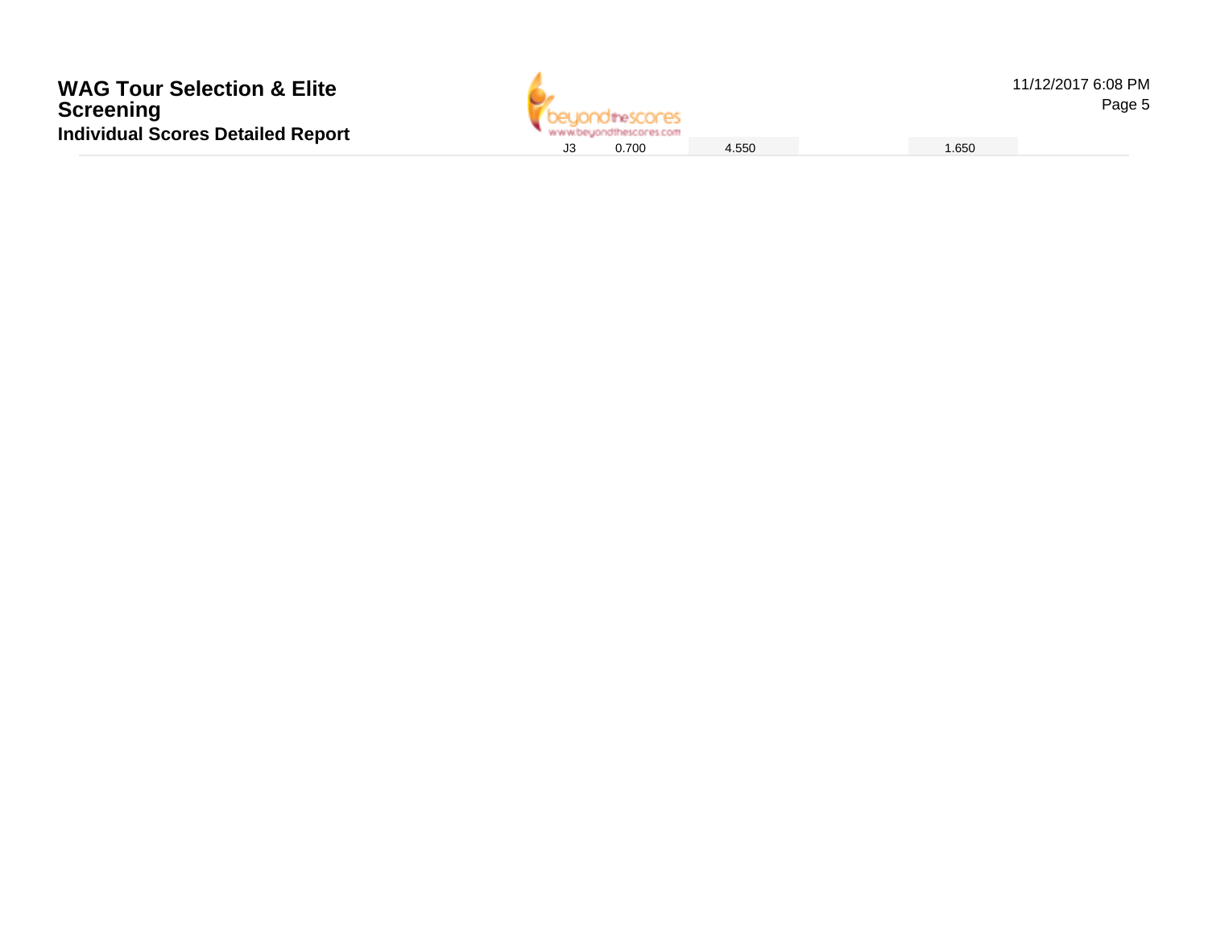| | | | | | |
|---|---|---|---|---|---|
| J3 | 0.700 | 4.550 | | 1.650 | |